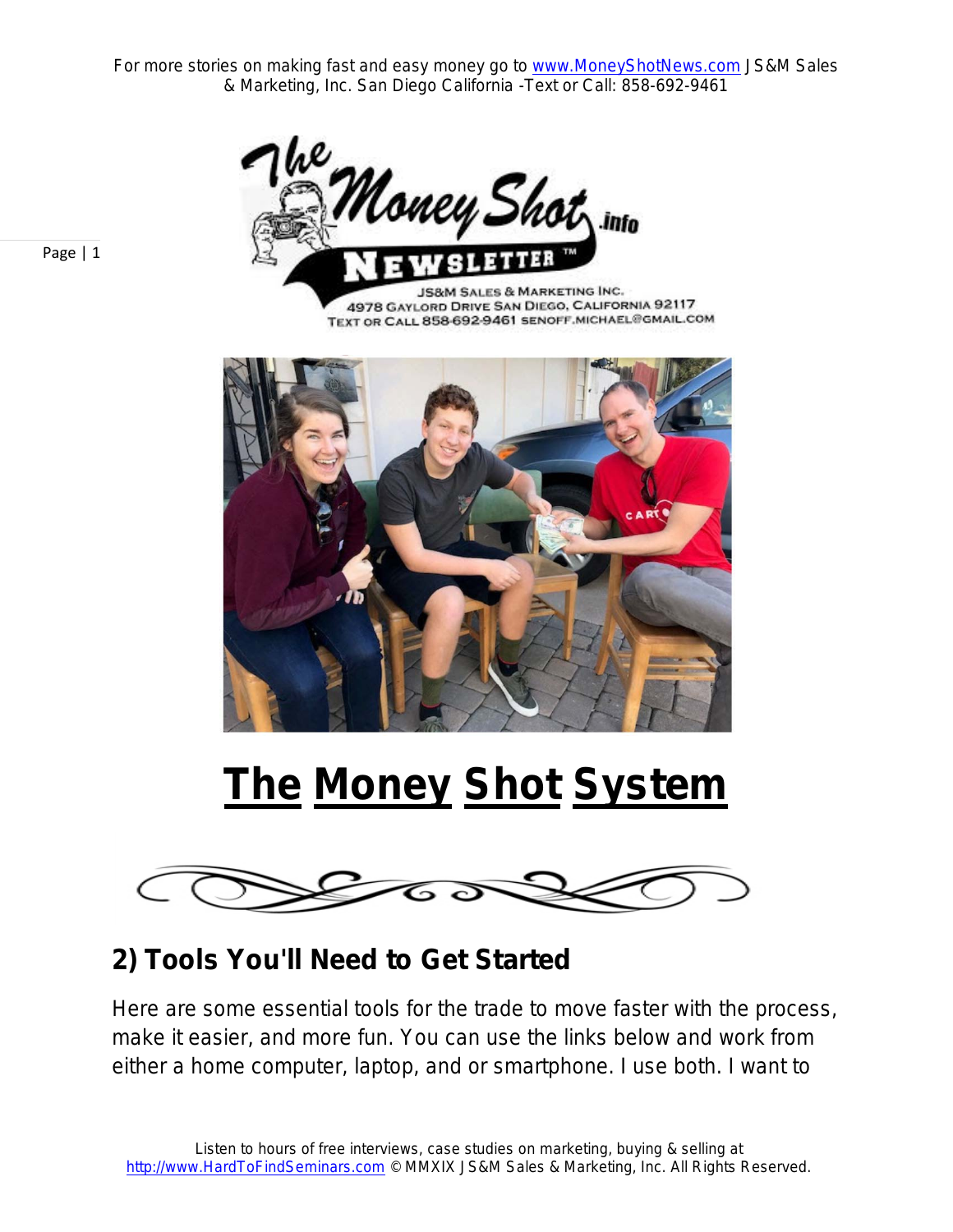# The Money Shot System

## 2) Tools You'll Need to Get Started

Here are some essential tools for the trade to move faster with the process, make it easier, and more fun. You can use the links below and work from either a home computer, laptop, and or smartphone. I use both. I want to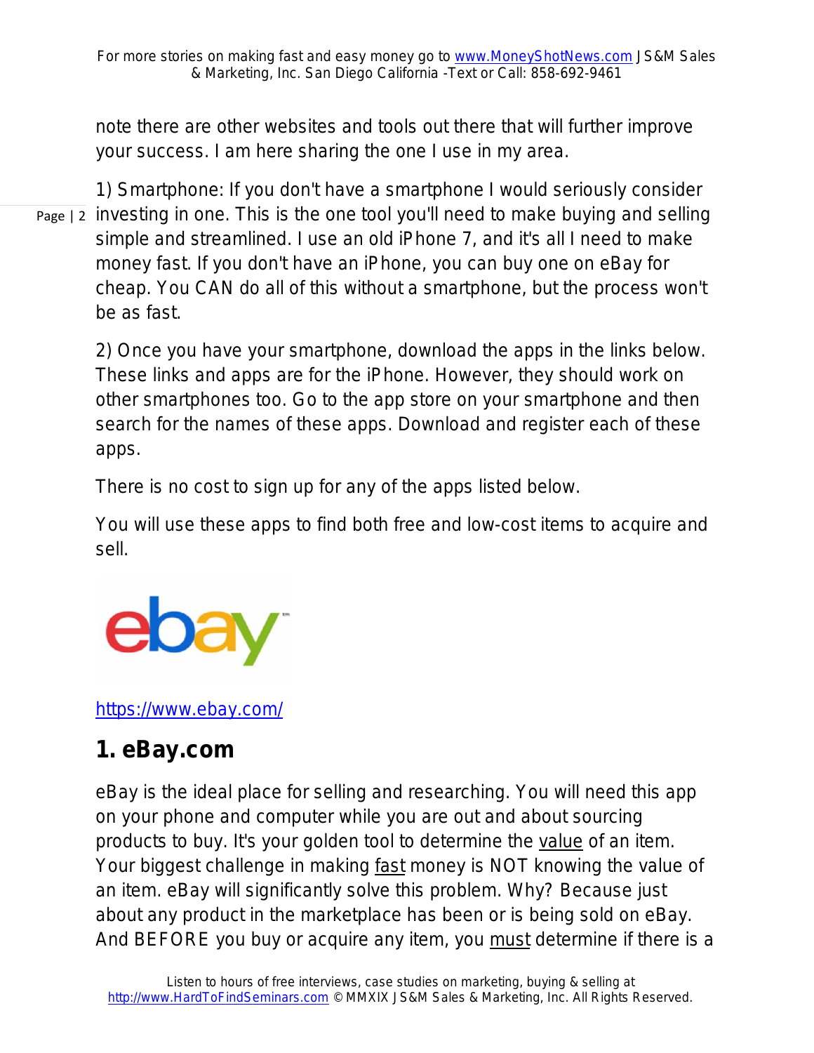note there are other websites and tools out there that will further improve your success. I am here sharing the one I use in my area.

1) Smartphone: If you don't have a smartphone I would seriously consider investing in one. This is the one tool you'll need to make buying and selling simple and streamlined. I use an old iPhone 7, and it's all I need to make money fast. If you don't have an iPhone, you can buy one on eBay for cheap. You CAN do all of this without a smartphone, but the process won't be as fast.

2) Once you have your smartphone, download the apps in the links below. These links and apps are for the iPhone. However, they should work on other smartphones too. Go to the app store on your smartphone and then search for the names of these apps. Download and register each of these apps.

There is no cost to sign up for any of the apps listed below.

You will use these apps to find both free and low-cost items to acquire and sell.

https://www.ebay.com/

## 1. eBay.com

eBay is the ideal place for selling and researching. You will need this app on your phone and computer while you are out and about sourcing products to buy. It's your golden tool to determine the value of an item. Your biggest challenge in making fast money is NOT knowing the value of an item. eBay will significantly solve this problem. Why? Because just about any product in the marketplace has been or is being sold on eBay. And BEFORE you buy or acquire any item, you must determine if there is a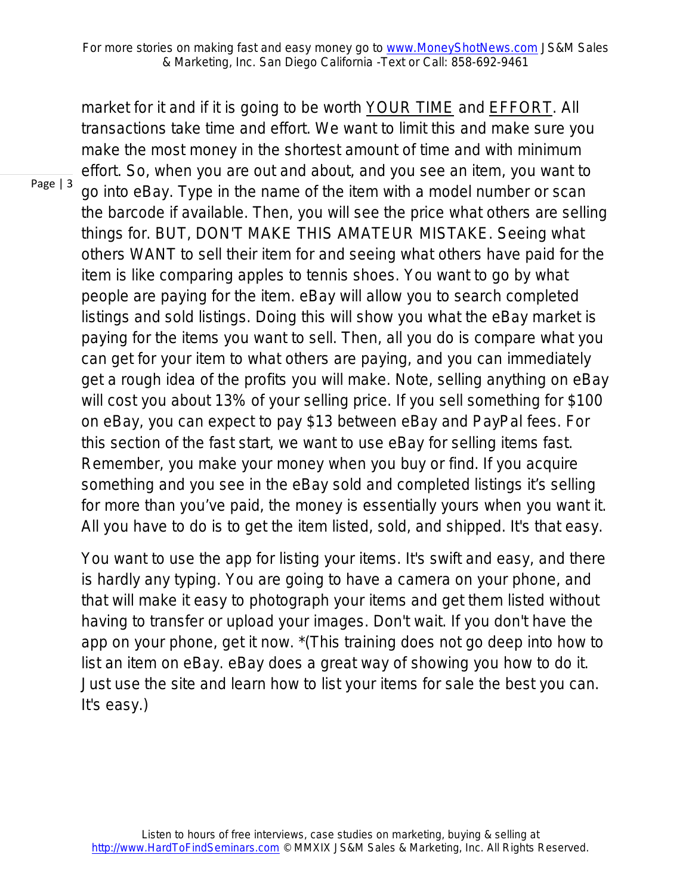market for it and if it is going to be worth YOUR TIME and EFFORT. All transactions take time and effort. We want to limit this and make sure you make the most money in the shortest amount of time and with minimum effort. So, when you are out and about, and you see an item, you want to go into eBay. Type in the name of the item with a model number or scan the barcode if available. Then, you will see the price what others are selling things for. BUT, DON'T MAKE THIS AMATEUR MISTAKE. Seeing what others WANT to sell their item for and seeing what others have paid for the item is like comparing apples to tennis shoes. You want to go by what people are paying for the item. eBay will allow you to search completed listings and sold listings. Doing this will show you what the eBay market is paying for the items you want to sell. Then, all you do is compare what you can get for your item to what others are paying, and you can immediately get a rough idea of the profits you will make. Note, selling anything on eBay will cost you about 13% of your selling price. If you sell something for $100 on eBay, you can expect to pay $13 between eBay and PayPal fees. For this section of the fast start, we want to use eBay for selling items fast. Remember, you make your money when you buy or find. If you acquire something and you see in the eBay sold and completed listings it's selling for more than you've paid, the money is essentially yours when you want it. All you have to do is to get the item listed, sold, and shipped. It's that easy.

You want to use the app for listing your items. It's swift and easy, and there is hardly any typing. You are going to have a camera on your phone, and that will make it easy to photograph your items and get them listed without having to transfer or upload your images. Don't wait. If you don't have the app on your phone, get it now. *(This training does not go deep into how to list an item on eBay. eBay does a great way of showing you how to do it. Just use the site and learn how to list your items for sale the best you can. It's easy.)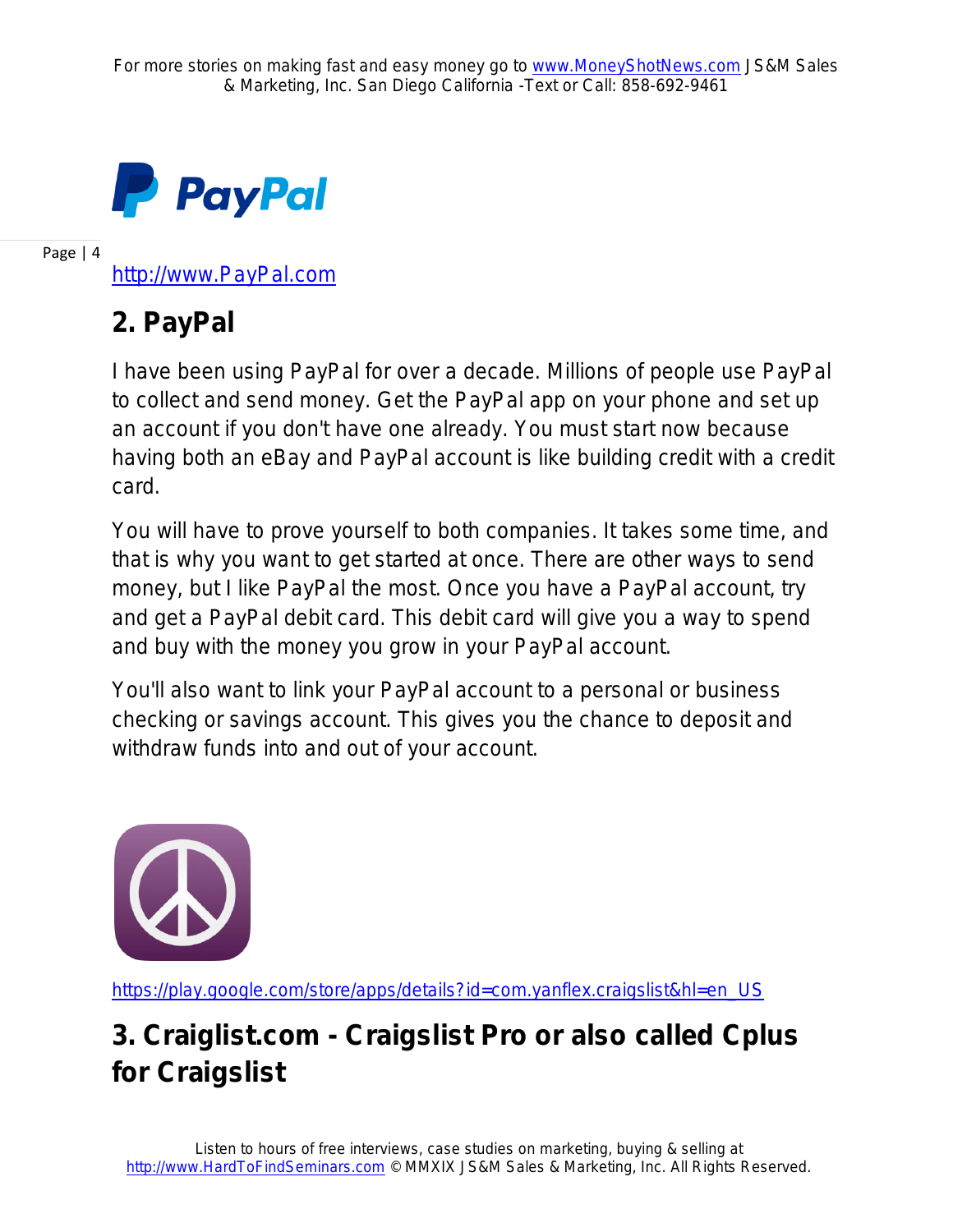http://www.PayPal.com

## 2. PayPal

I have been using PayPal for over a decade. Millions of people use PayPal to collect and send money. Get the PayPal app on your phone and set up an account if you don't have one already. You must start now because having both an eBay and PayPal account is like building credit with a credit card.

You will have to prove yourself to both companies. It takes some time, and that is why you want to get started at once. There are other ways to send money, but I like PayPal the most. Once you have a PayPal account, try and get a PayPal debit card. This debit card will give you a way to spend and buy with the money you grow in your PayPal account.

You'll also want to link your PayPal account to a personal or business checking or savings account. This gives you the chance to deposit and withdraw funds into and out of your account.

https://play.google.com/store/apps/details?id=com.yanflex.craigslist&hl=en_US

## 3. Craiglist.com - Craigslist Pro or also called Cplus for Craigslist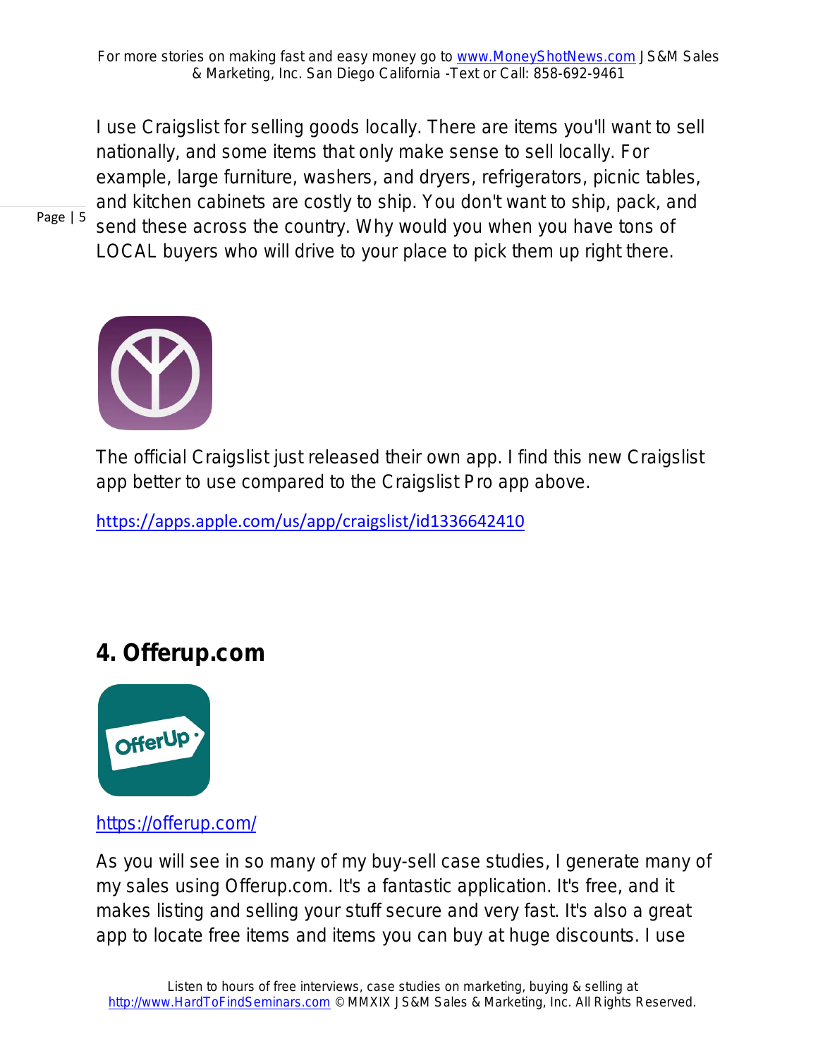I use Craigslist for selling goods locally. There are items you'll want to sell nationally, and some items that only make sense to sell locally. For example, large furniture, washers, and dryers, refrigerators, picnic tables, and kitchen cabinets are costly to ship. You don't want to ship, pack, and send these across the country. Why would you when you have tons of LOCAL buyers who will drive to your place to pick them up right there.

The official Craigslist just released their own app. I find this new Craigslist app better to use compared to the Craigslist Pro app above.

https://apps.apple.com/us/app/craigslist/id1336642410

## 4. Offerup.com

https://offerup.com/

As you will see in so many of my buy-sell case studies, I generate many of my sales using Offerup.com. It's a fantastic application. It's free, and it makes listing and selling your stuff secure and very fast. It's also a great app to locate free items and items you can buy at huge discounts. I use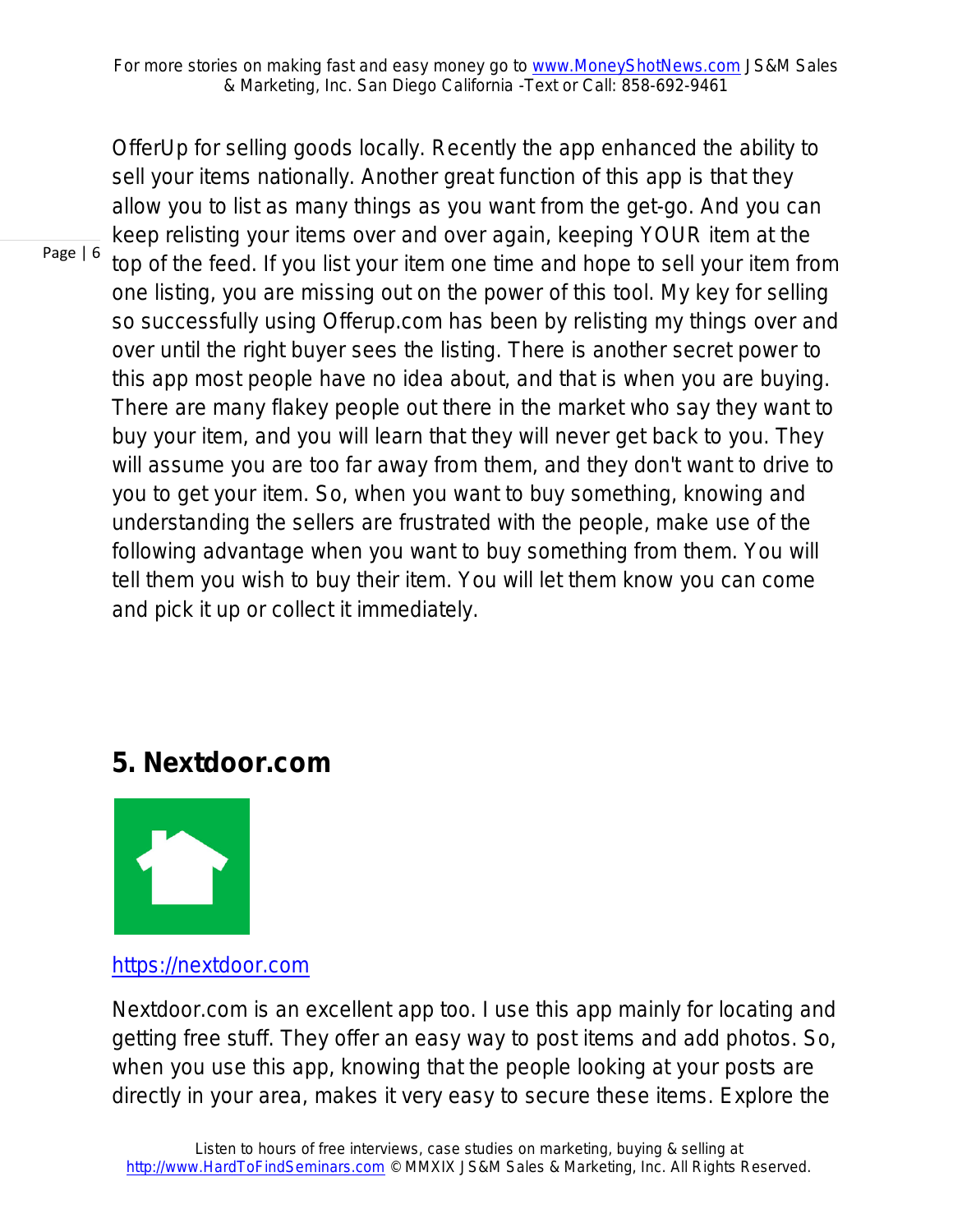OfferUp for selling goods locally. Recently the app enhanced the ability to sell your items nationally. Another great function of this app is that they allow you to list as many things as you want from the get-go. And you can keep relisting your items over and over again, keeping YOUR item at the top of the feed. If you list your item one time and hope to sell your item from one listing, you are missing out on the power of this tool. My key for selling so successfully using Offerup.com has been by relisting my things over and over until the right buyer sees the listing. There is another secret power to this app most people have no idea about, and that is when you are buying. There are many flakey people out there in the market who say they want to buy your item, and you will learn that they will never get back to you. They will assume you are too far away from them, and they don't want to drive to you to get your item. So, when you want to buy something, knowing and understanding the sellers are frustrated with the people, make use of the following advantage when you want to buy something from them. You will tell them you wish to buy their item. You will let them know you can come and pick it up or collect it immediately.

## 5. Nextdoor.com

https://nextdoor.com

Nextdoor.com is an excellent app too. I use this app mainly for locating and getting free stuff. They offer an easy way to post items and add photos. So, when you use this app, knowing that the people looking at your posts are directly in your area, makes it very easy to secure these items. Explore the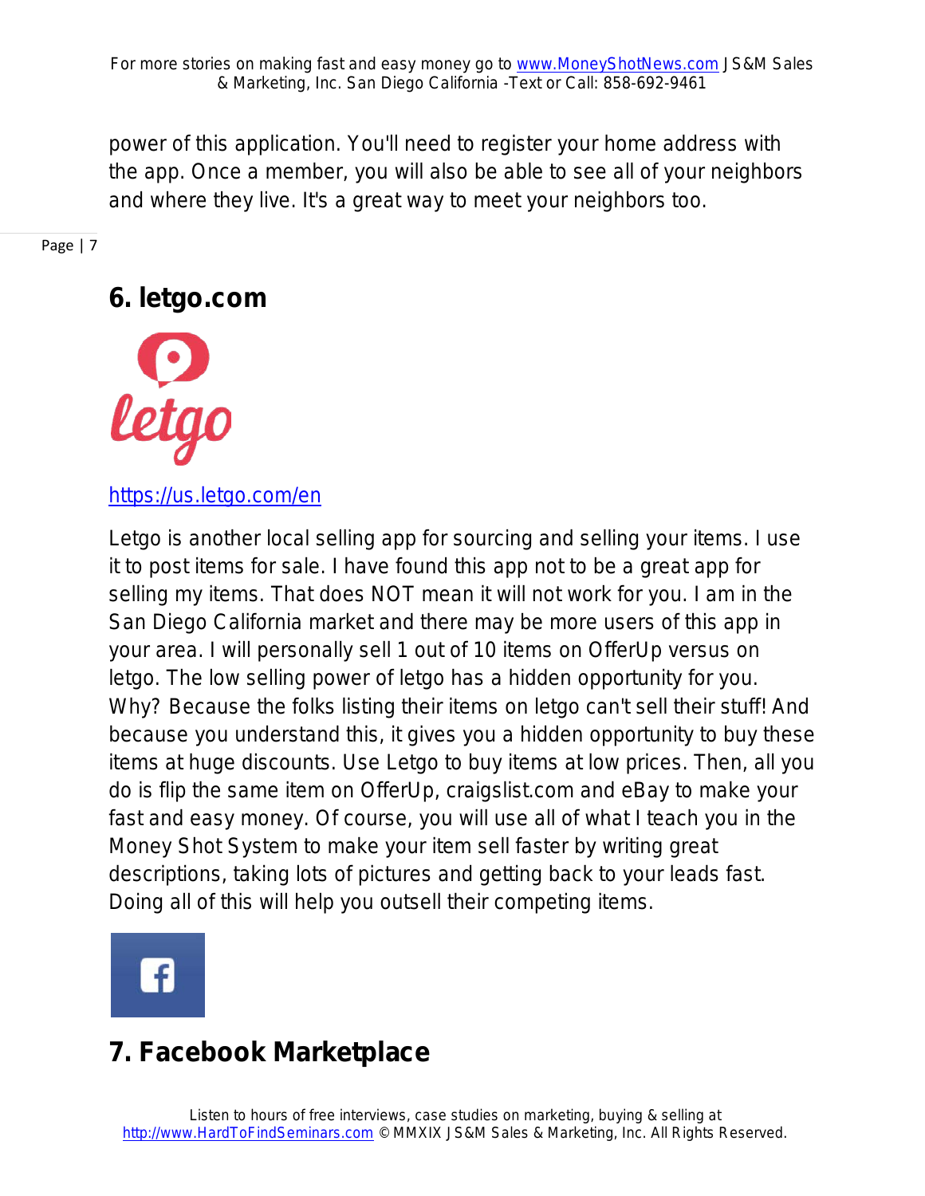power of this application. You'll need to register your home address with the app. Once a member, you will also be able to see all of your neighbors and where they live. It's a great way to meet your neighbors too.

## 6. letgo.com

https://us.letgo.com/en

Letgo is another local selling app for sourcing and selling your items. I use it to post items for sale. I have found this app not to be a great app for selling my items. That does NOT mean it will not work for you. I am in the San Diego California market and there may be more users of this app in your area. I will personally sell 1 out of 10 items on OfferUp versus on letgo. The low selling power of letgo has a hidden opportunity for you. Why? Because the folks listing their items on letgo can't sell their stuff! And because you understand this, it gives you a hidden opportunity to buy these items at huge discounts. Use Letgo to buy items at low prices. Then, all you do is flip the same item on OfferUp, craigslist.com and eBay to make your fast and easy money. Of course, you will use all of what I teach you in the Money Shot System to make your item sell faster by writing great descriptions, taking lots of pictures and getting back to your leads fast. Doing all of this will help you outsell their competing items.

## 7. Facebook Marketplace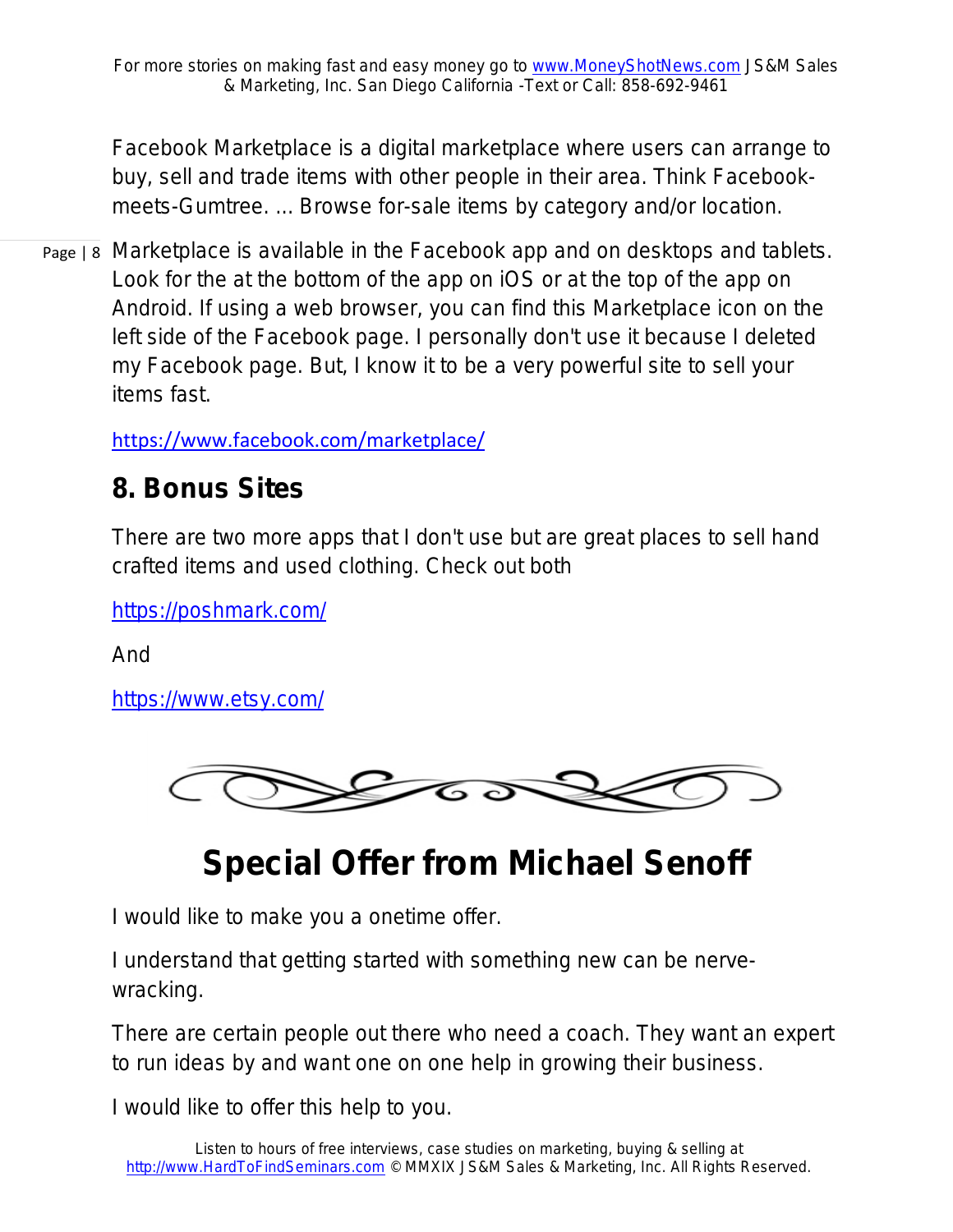Facebook Marketplace is a digital marketplace where users can arrange to buy, sell and trade items with other people in their area. Think Facebook-meets-Gumtree. ... Browse for-sale items by category and/or location.

Marketplace is available in the Facebook app and on desktops and tablets. Look for the at the bottom of the app on iOS or at the top of the app on Android. If using a web browser, you can find this Marketplace icon on the left side of the Facebook page. I personally don't use it because I deleted my Facebook page. But, I know it to be a very powerful site to sell your items fast.

https://www.facebook.com/marketplace/

## 8. Bonus Sites

There are two more apps that I don't use but are great places to sell hand crafted items and used clothing. Check out both

https://poshmark.com/

And

https://www.etsy.com/

# Special Offer from Michael Senoff

I would like to make you a onetime offer.

I understand that getting started with something new can be nerve-wracking.

There are certain people out there who need a coach. They want an expert to run ideas by and want one on one help in growing their business.

I would like to offer this help to you.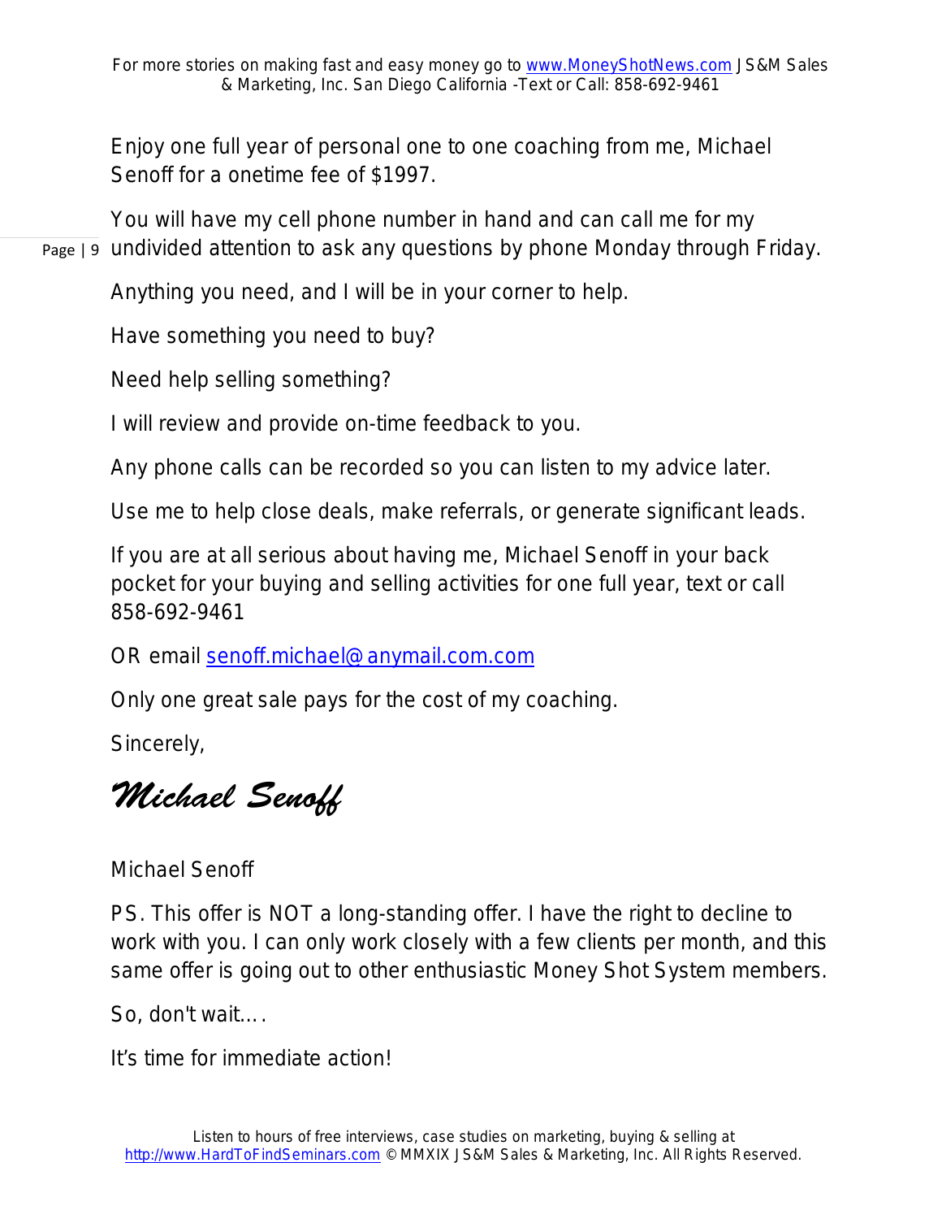Enjoy one full year of personal one to one coaching from me, Michael Senoff for a onetime fee of $1997.

You will have my cell phone number in hand and can call me for my undivided attention to ask any questions by phone Monday through Friday.

Anything you need, and I will be in your corner to help.

Have something you need to buy?

Need help selling something?

I will review and provide on-time feedback to you.

Any phone calls can be recorded so you can listen to my advice later.

Use me to help close deals, make referrals, or generate significant leads.

If you are at all serious about having me, Michael Senoff in your back pocket for your buying and selling activities for one full year, text or call 858-692-9461

OR email senoff.michael@anymail.com.com

Only one great sale pays for the cost of my coaching.

Sincerely,

*Michael Senoff*

Michael Senoff

PS. This offer is NOT a long-standing offer. I have the right to decline to work with you. I can only work closely with a few clients per month, and this same offer is going out to other enthusiastic Money Shot System members.

So, don't wait….

It's time for immediate action!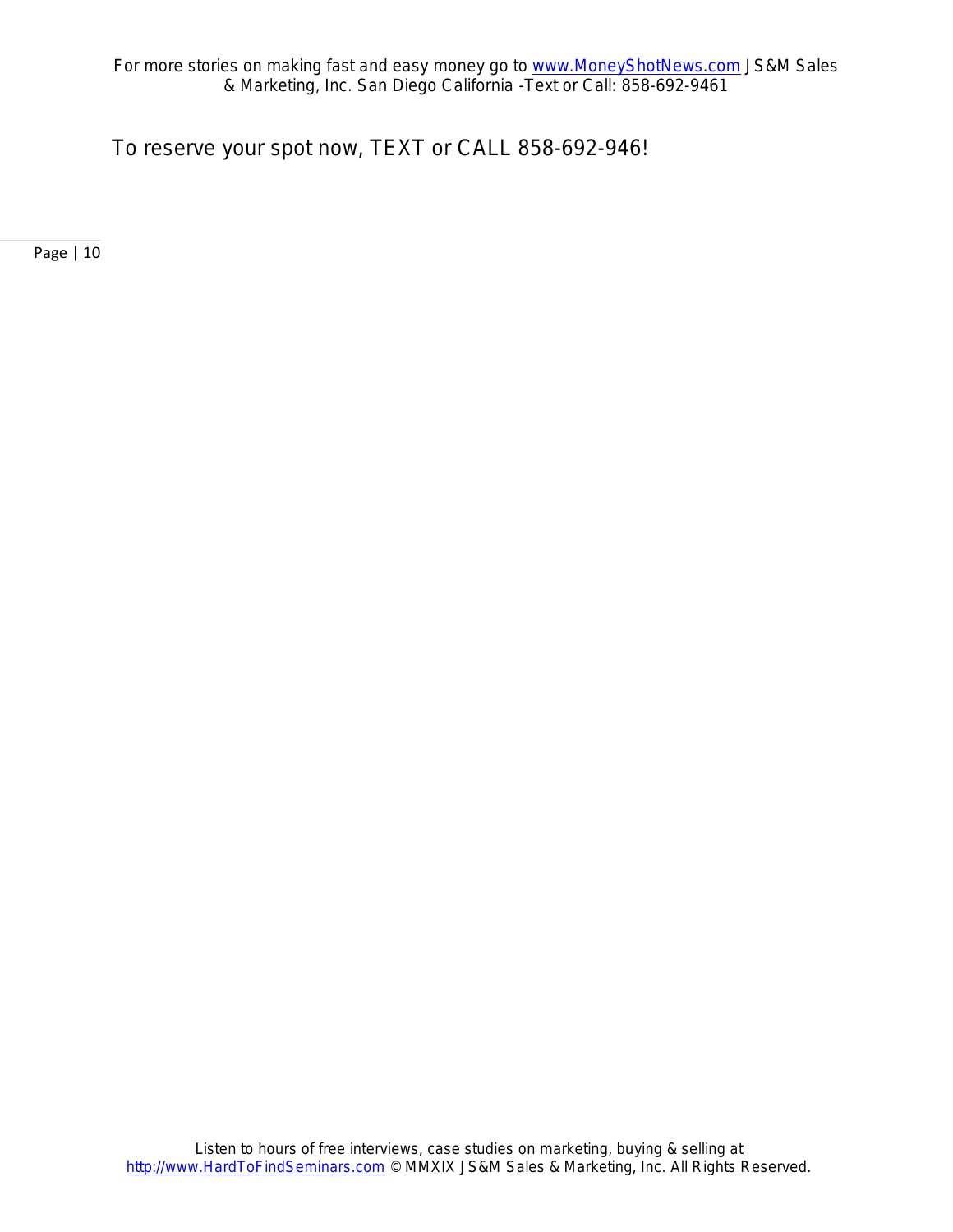To reserve your spot now, TEXT or CALL 858-692-946!